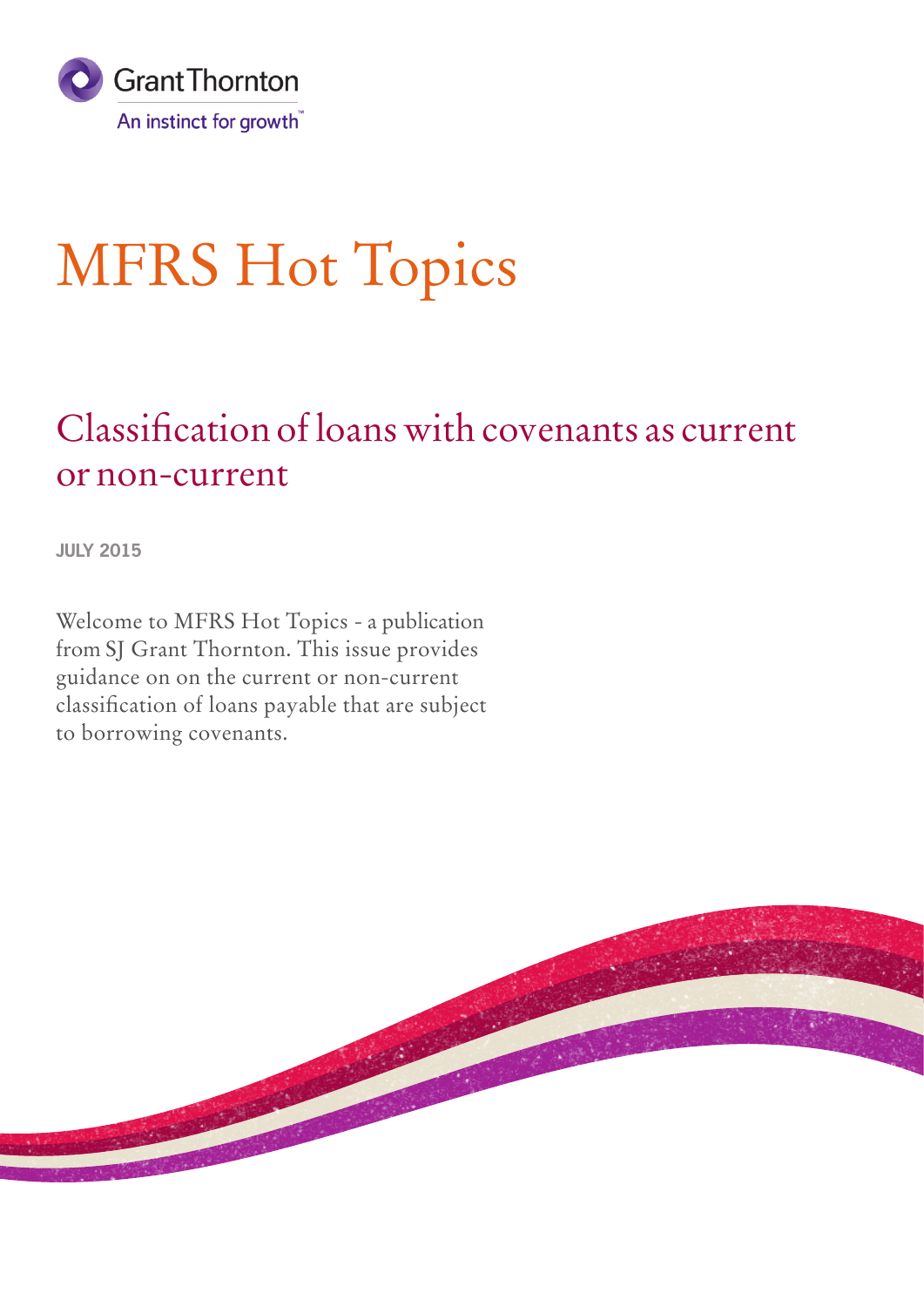Grant Thornton

An instinct for growth™

# MFRS Hot Topics

## Classification of loans with covenants as current or non-current

**JULY 2015**

Welcome to MFRS Hot Topics - a publication from SJ Grant Thornton. This issue provides guidance on on the current or non-current classification of loans payable that are subject to borrowing covenants.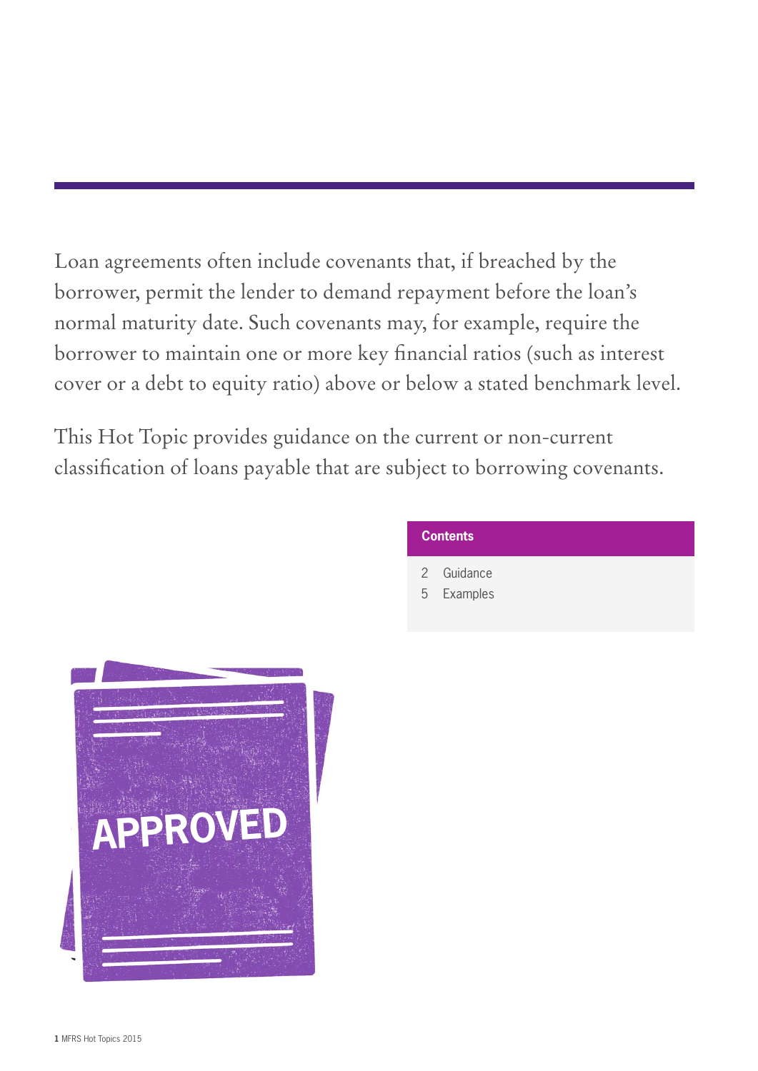Loan agreements often include covenants that, if breached by the borrower, permit the lender to demand repayment before the loan's normal maturity date. Such covenants may, for example, require the borrower to maintain one or more key financial ratios (such as interest cover or a debt to equity ratio) above or below a stated benchmark level.

This Hot Topic provides guidance on the current or non-current classification of loans payable that are subject to borrowing covenants.

**Contents**

2 Guidance
5 Examples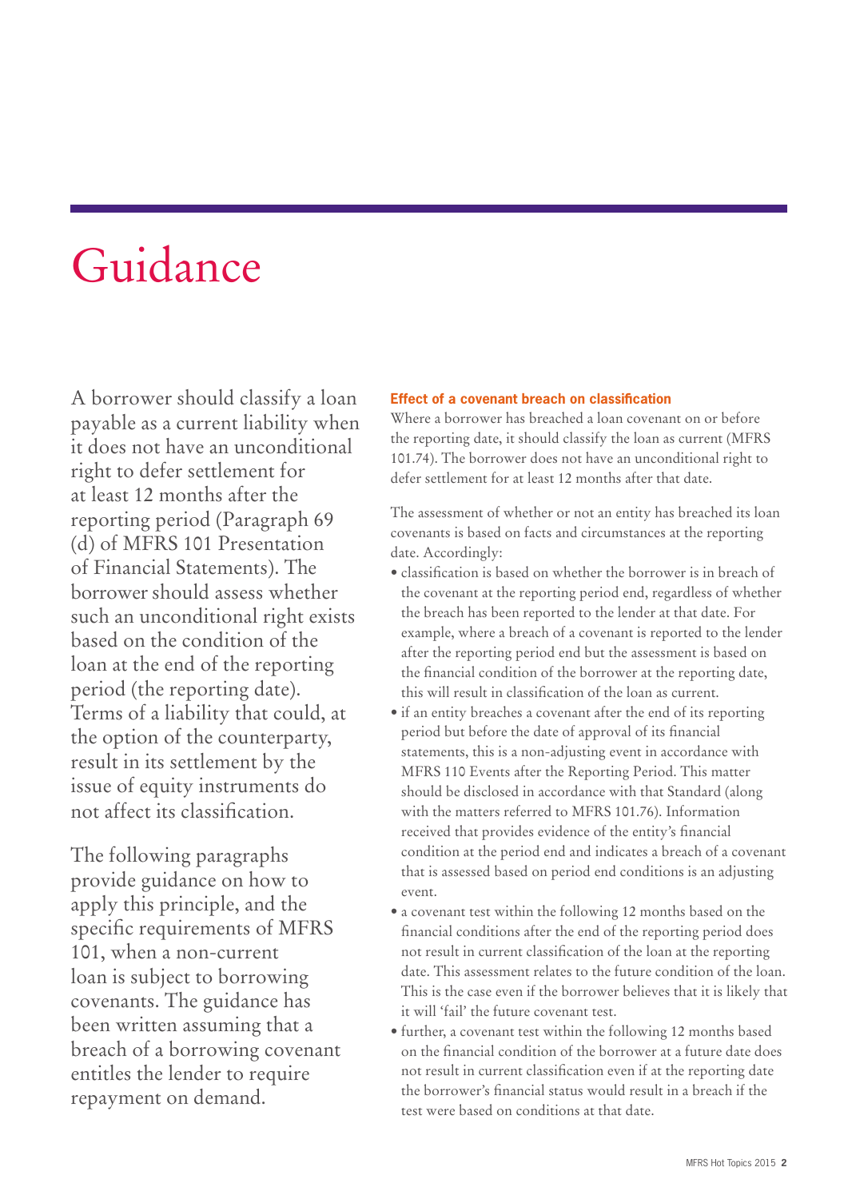# Guidance

A borrower should classify a loan payable as a current liability when it does not have an unconditional right to defer settlement for at least 12 months after the reporting period (Paragraph 69 (d) of MFRS 101 Presentation of Financial Statements). The borrower should assess whether such an unconditional right exists based on the condition of the loan at the end of the reporting period (the reporting date). Terms of a liability that could, at the option of the counterparty, result in its settlement by the issue of equity instruments do not affect its classification.

The following paragraphs provide guidance on how to apply this principle, and the specific requirements of MFRS 101, when a non-current loan is subject to borrowing covenants. The guidance has been written assuming that a breach of a borrowing covenant entitles the lender to require repayment on demand.

**Effect of a covenant breach on classification**

Where a borrower has breached a loan covenant on or before the reporting date, it should classify the loan as current (MFRS 101.74). The borrower does not have an unconditional right to defer settlement for at least 12 months after that date.

The assessment of whether or not an entity has breached its loan covenants is based on facts and circumstances at the reporting date. Accordingly:

- classification is based on whether the borrower is in breach of the covenant at the reporting period end, regardless of whether the breach has been reported to the lender at that date. For example, where a breach of a covenant is reported to the lender after the reporting period end but the assessment is based on the financial condition of the borrower at the reporting date, this will result in classification of the loan as current.
- if an entity breaches a covenant after the end of its reporting period but before the date of approval of its financial statements, this is a non-adjusting event in accordance with MFRS 110 Events after the Reporting Period. This matter should be disclosed in accordance with that Standard (along with the matters referred to MFRS 101.76). Information received that provides evidence of the entity's financial condition at the period end and indicates a breach of a covenant that is assessed based on period end conditions is an adjusting event.
- a covenant test within the following 12 months based on the financial conditions after the end of the reporting period does not result in current classification of the loan at the reporting date. This assessment relates to the future condition of the loan. This is the case even if the borrower believes that it is likely that it will 'fail' the future covenant test.
- further, a covenant test within the following 12 months based on the financial condition of the borrower at a future date does not result in current classification even if at the reporting date the borrower's financial status would result in a breach if the test were based on conditions at that date.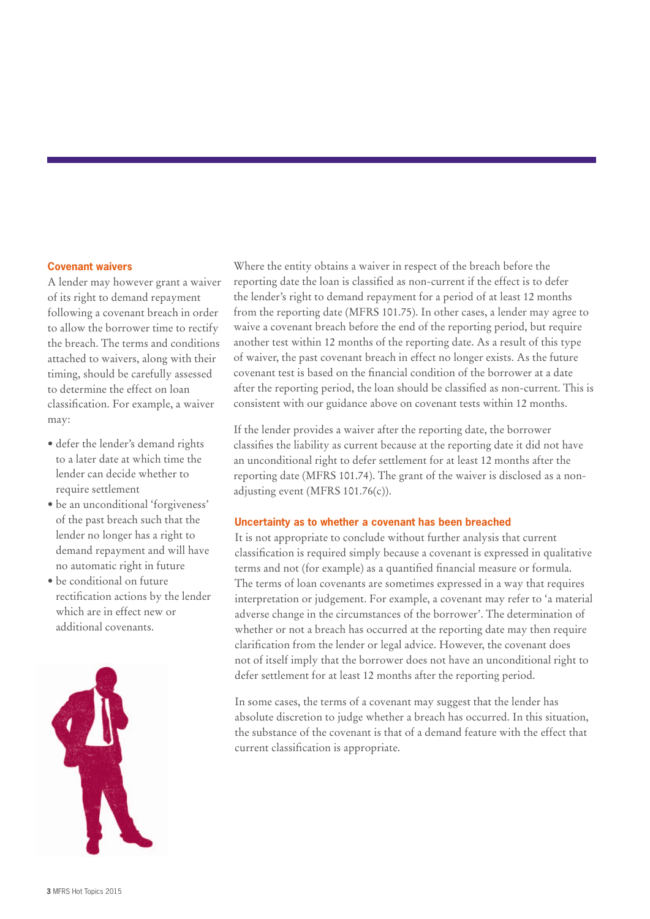### Covenant waivers

A lender may however grant a waiver of its right to demand repayment following a covenant breach in order to allow the borrower time to rectify the breach. The terms and conditions attached to waivers, along with their timing, should be carefully assessed to determine the effect on loan classification. For example, a waiver may:

- defer the lender's demand rights to a later date at which time the lender can decide whether to require settlement
- be an unconditional 'forgiveness' of the past breach such that the lender no longer has a right to demand repayment and will have no automatic right in future
- be conditional on future rectification actions by the lender which are in effect new or additional covenants.

Where the entity obtains a waiver in respect of the breach before the reporting date the loan is classified as non-current if the effect is to defer the lender's right to demand repayment for a period of at least 12 months from the reporting date (MFRS 101.75). In other cases, a lender may agree to waive a covenant breach before the end of the reporting period, but require another test within 12 months of the reporting date. As a result of this type of waiver, the past covenant breach in effect no longer exists. As the future covenant test is based on the financial condition of the borrower at a date after the reporting period, the loan should be classified as non-current. This is consistent with our guidance above on covenant tests within 12 months.

If the lender provides a waiver after the reporting date, the borrower classifies the liability as current because at the reporting date it did not have an unconditional right to defer settlement for at least 12 months after the reporting date (MFRS 101.74). The grant of the waiver is disclosed as a non-adjusting event (MFRS 101.76(c)).

### Uncertainty as to whether a covenant has been breached

It is not appropriate to conclude without further analysis that current classification is required simply because a covenant is expressed in qualitative terms and not (for example) as a quantified financial measure or formula. The terms of loan covenants are sometimes expressed in a way that requires interpretation or judgement. For example, a covenant may refer to 'a material adverse change in the circumstances of the borrower'. The determination of whether or not a breach has occurred at the reporting date may then require clarification from the lender or legal advice. However, the covenant does not of itself imply that the borrower does not have an unconditional right to defer settlement for at least 12 months after the reporting period.

In some cases, the terms of a covenant may suggest that the lender has absolute discretion to judge whether a breach has occurred. In this situation, the substance of the covenant is that of a demand feature with the effect that current classification is appropriate.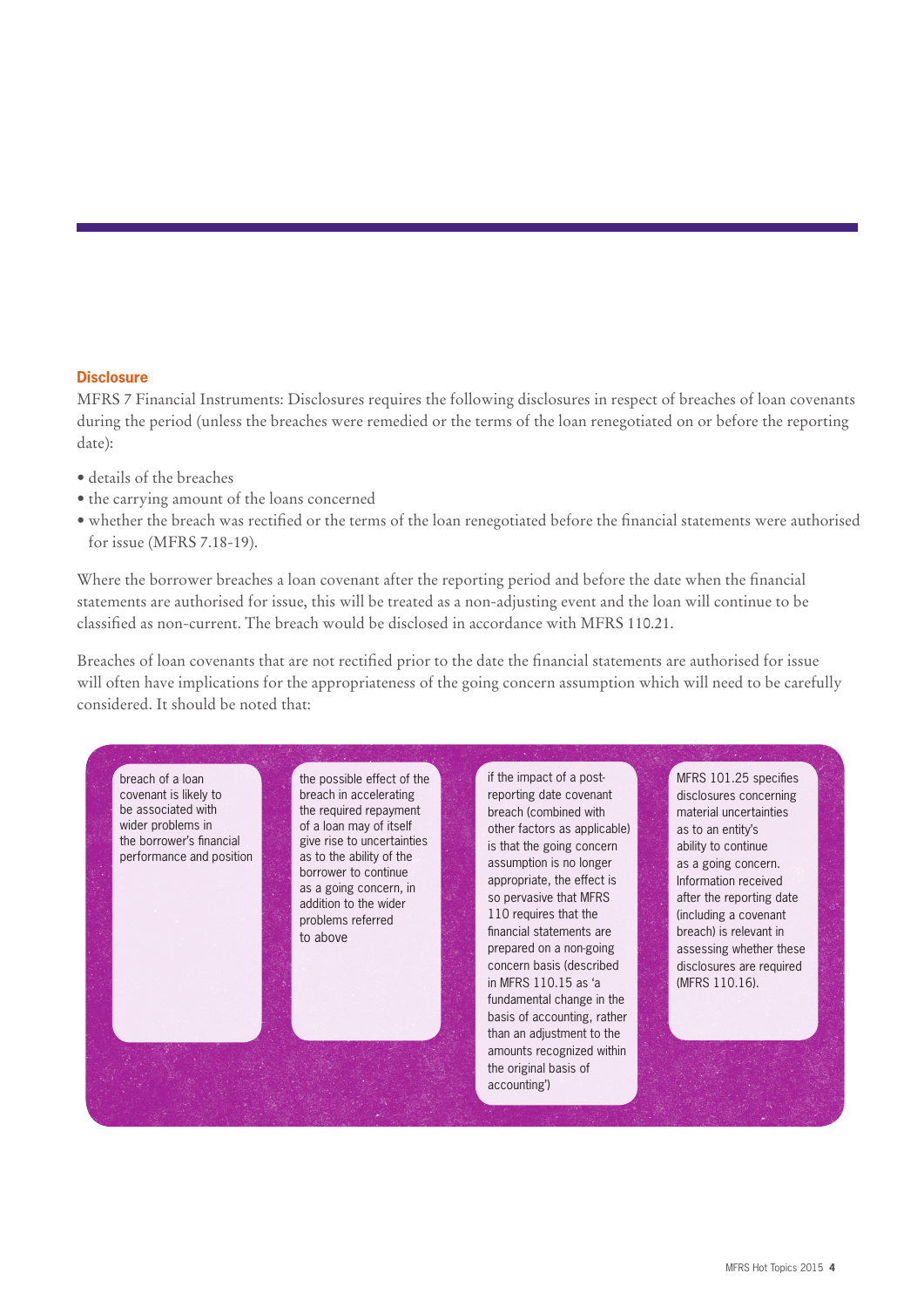### Disclosure

MFRS 7 Financial Instruments: Disclosures requires the following disclosures in respect of breaches of loan covenants during the period (unless the breaches were remedied or the terms of the loan renegotiated on or before the reporting date):

- details of the breaches
- the carrying amount of the loans concerned
- whether the breach was rectified or the terms of the loan renegotiated before the financial statements were authorised for issue (MFRS 7.18-19).

Where the borrower breaches a loan covenant after the reporting period and before the date when the financial statements are authorised for issue, this will be treated as a non-adjusting event and the loan will continue to be classified as non-current. The breach would be disclosed in accordance with MFRS 110.21.

Breaches of loan covenants that are not rectified prior to the date the financial statements are authorised for issue will often have implications for the appropriateness of the going concern assumption which will need to be carefully considered. It should be noted that:

- breach of a loan covenant is likely to be associated with wider problems in the borrower's financial performance and position
- the possible effect of the breach in accelerating the required repayment of a loan may of itself give rise to uncertainties as to the ability of the borrower to continue as a going concern, in addition to the wider problems referred to above
- if the impact of a post-reporting date covenant breach (combined with other factors as applicable) is that the going concern assumption is no longer appropriate, the effect is so pervasive that MFRS 110 requires that the financial statements are prepared on a non-going concern basis (described in MFRS 110.15 as 'a fundamental change in the basis of accounting, rather than an adjustment to the amounts recognized within the original basis of accounting')
- MFRS 101.25 specifies disclosures concerning material uncertainties as to an entity's ability to continue as a going concern. Information received after the reporting date (including a covenant breach) is relevant in assessing whether these disclosures are required (MFRS 110.16).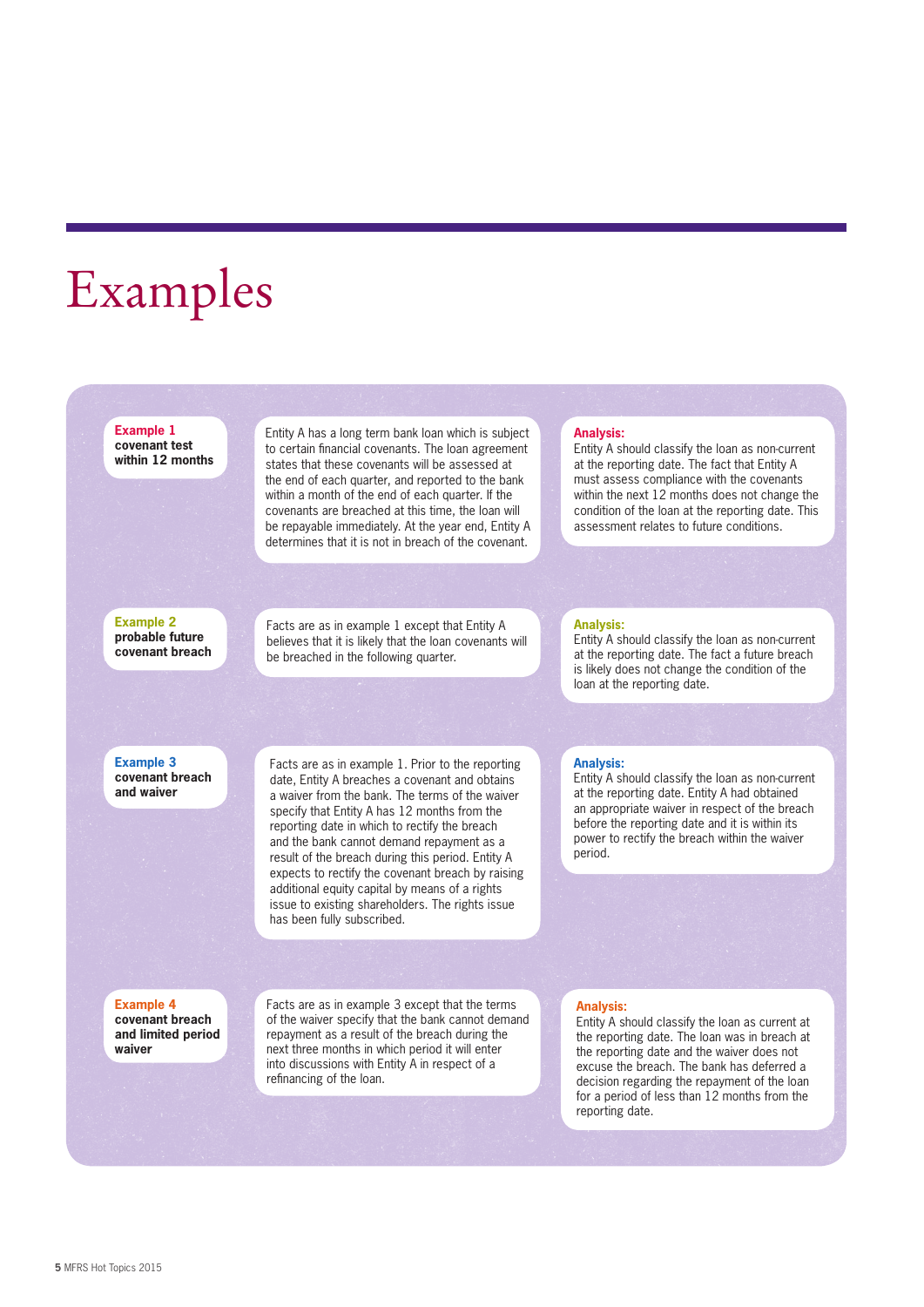# Examples

**Example 1**
**covenant test within 12 months**

Entity A has a long term bank loan which is subject to certain financial covenants. The loan agreement states that these covenants will be assessed at the end of each quarter, and reported to the bank within a month of the end of each quarter. If the covenants are breached at this time, the loan will be repayable immediately. At the year end, Entity A determines that it is not in breach of the covenant.

**Analysis:**
Entity A should classify the loan as non-current at the reporting date. The fact that Entity A must assess compliance with the covenants within the next 12 months does not change the condition of the loan at the reporting date. This assessment relates to future conditions.

**Example 2**
**probable future covenant breach**

Facts are as in example 1 except that Entity A believes that it is likely that the loan covenants will be breached in the following quarter.

**Analysis:**
Entity A should classify the loan as non-current at the reporting date. The fact a future breach is likely does not change the condition of the loan at the reporting date.

**Example 3**
**covenant breach and waiver**

Facts are as in example 1. Prior to the reporting date, Entity A breaches a covenant and obtains a waiver from the bank. The terms of the waiver specify that Entity A has 12 months from the reporting date in which to rectify the breach and the bank cannot demand repayment as a result of the breach during this period. Entity A expects to rectify the covenant breach by raising additional equity capital by means of a rights issue to existing shareholders. The rights issue has been fully subscribed.

**Analysis:**
Entity A should classify the loan as non-current at the reporting date. Entity A had obtained an appropriate waiver in respect of the breach before the reporting date and it is within its power to rectify the breach within the waiver period.

**Example 4**
**covenant breach and limited period waiver**

Facts are as in example 3 except that the terms of the waiver specify that the bank cannot demand repayment as a result of the breach during the next three months in which period it will enter into discussions with Entity A in respect of a refinancing of the loan.

**Analysis:**
Entity A should classify the loan as current at the reporting date. The loan was in breach at the reporting date and the waiver does not excuse the breach. The bank has deferred a decision regarding the repayment of the loan for a period of less than 12 months from the reporting date.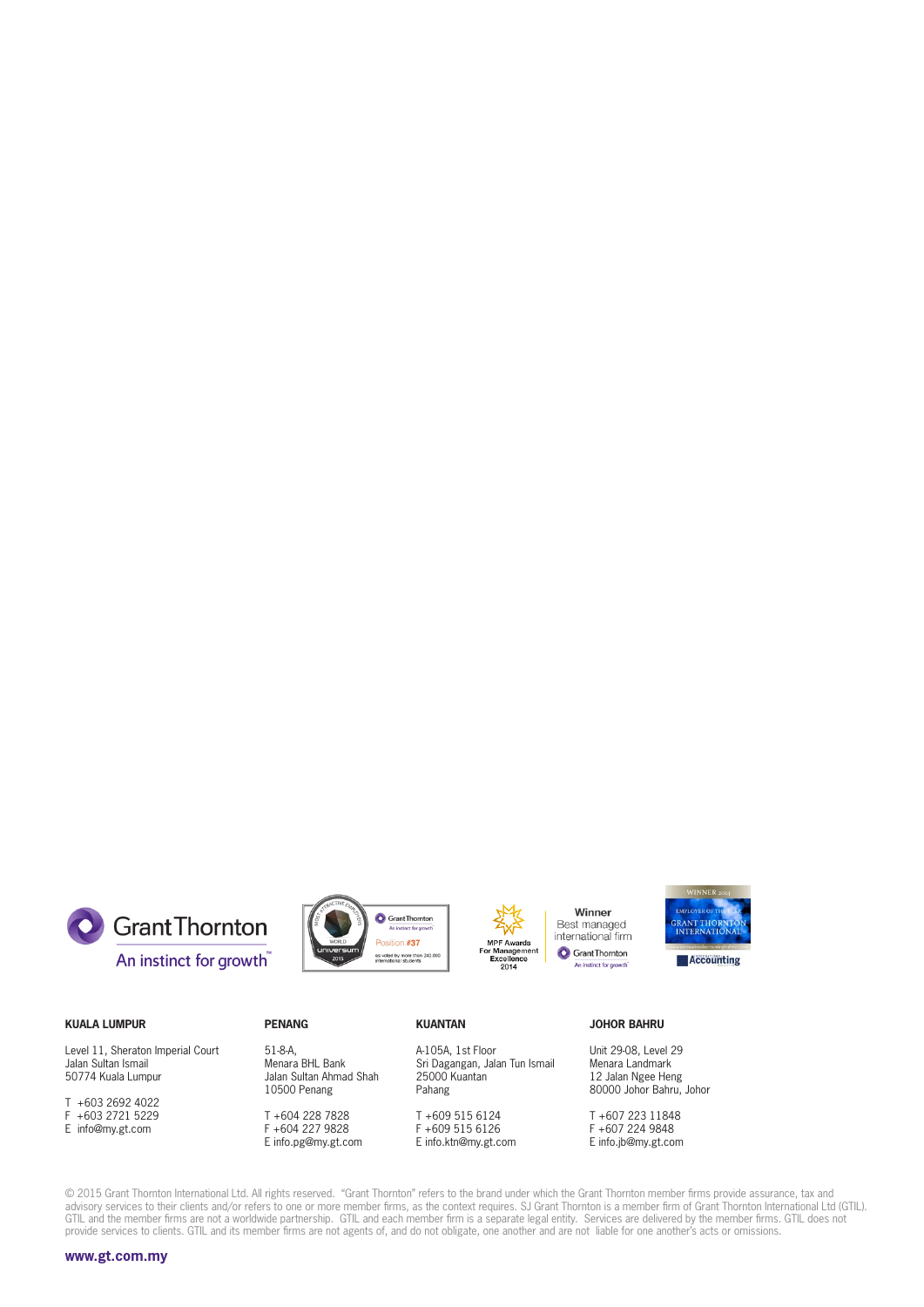Grant Thornton
An instinct for growth™

Winner
Best managed international firm

MPF Awards For Management Excellence 2014

WINNER 2014
EMPLOYER OF THE YEAR
GRANT THORNTON INTERNATIONAL

**KUALA LUMPUR**

Level 11, Sheraton Imperial Court
Jalan Sultan Ismail
50774 Kuala Lumpur

T +603 2692 4022
F +603 2721 5229
E info@my.gt.com

**PENANG**

51-8-A,
Menara BHL Bank
Jalan Sultan Ahmad Shah
10500 Penang

T +604 228 7828
F +604 227 9828
E info.pg@my.gt.com

**KUANTAN**

A-105A, 1st Floor
Sri Dagangan, Jalan Tun Ismail
25000 Kuantan
Pahang

T +609 515 6124
F +609 515 6126
E info.ktn@my.gt.com

**JOHOR BAHRU**

Unit 29-08, Level 29
Menara Landmark
12 Jalan Ngee Heng
80000 Johor Bahru, Johor

T +607 223 11848
F +607 224 9848
E info.jb@my.gt.com

© 2015 Grant Thornton International Ltd. All rights reserved. "Grant Thornton" refers to the brand under which the Grant Thornton member firms provide assurance, tax and advisory services to their clients and/or refers to one or more member firms, as the context requires. SJ Grant Thornton is a member firm of Grant Thornton International Ltd (GTIL). GTIL and the member firms are not a worldwide partnership. GTIL and each member firm is a separate legal entity. Services are delivered by the member firms. GTIL does not provide services to clients. GTIL and its member firms are not agents of, and do not obligate, one another and are not liable for one another's acts or omissions.

**www.gt.com.my**